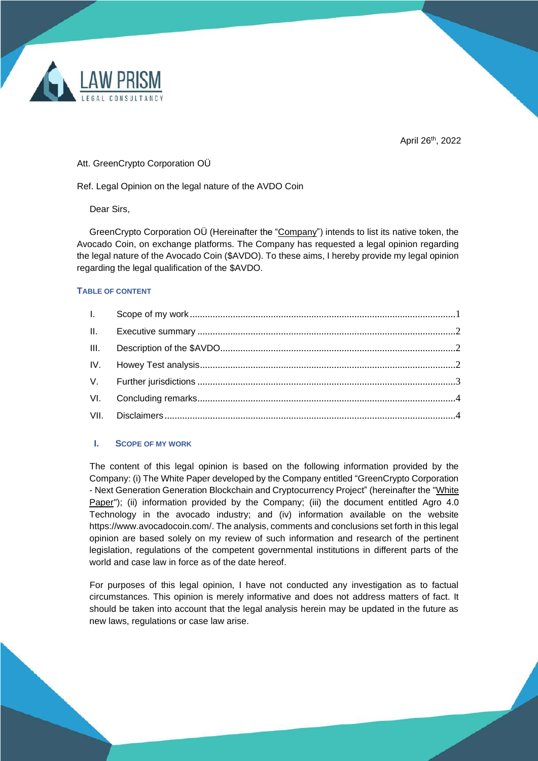LAW PRISM
LEGAL CONSULTANCY

April 26th, 2022

Att. GreenCrypto Corporation OÜ

Ref. Legal Opinion on the legal nature of the AVDO Coin

Dear Sirs,

GreenCrypto Corporation OÜ (Hereinafter the "Company") intends to list its native token, the Avocado Coin, on exchange platforms. The Company has requested a legal opinion regarding the legal nature of the Avocado Coin ($AVDO). To these aims, I hereby provide my legal opinion regarding the legal qualification of the $AVDO.

**TABLE OF CONTENT**

I. Scope of my work ........ 1
II. Executive summary ........ 2
III. Description of the $AVDO ........ 2
IV. Howey Test analysis ........ 2
V. Further jurisdictions ........ 3
VI. Concluding remarks ........ 4
VII. Disclaimers ........ 4

## I. SCOPE OF MY WORK

The content of this legal opinion is based on the following information provided by the Company: (i) The White Paper developed by the Company entitled "GreenCrypto Corporation - Next Generation Generation Blockchain and Cryptocurrency Project" (hereinafter the "White Paper"); (ii) information provided by the Company; (iii) the document entitled Agro 4.0 Technology in the avocado industry; and (iv) information available on the website https://www.avocadocoin.com/. The analysis, comments and conclusions set forth in this legal opinion are based solely on my review of such information and research of the pertinent legislation, regulations of the competent governmental institutions in different parts of the world and case law in force as of the date hereof.

For purposes of this legal opinion, I have not conducted any investigation as to factual circumstances. This opinion is merely informative and does not address matters of fact. It should be taken into account that the legal analysis herein may be updated in the future as new laws, regulations or case law arise.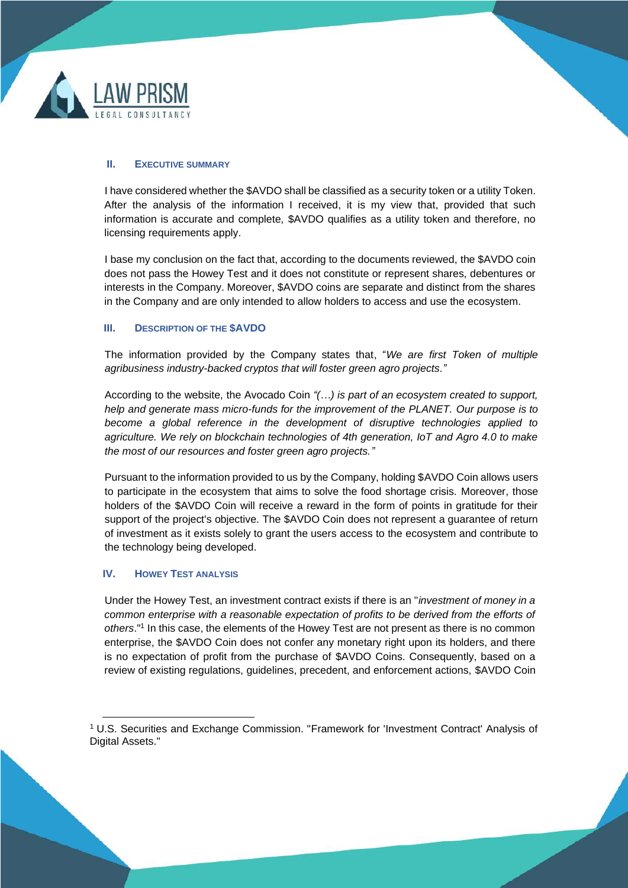### II. Executive Summary

I have considered whether the $AVDO shall be classified as a security token or a utility Token. After the analysis of the information I received, it is my view that, provided that such information is accurate and complete, $AVDO qualifies as a utility token and therefore, no licensing requirements apply.

I base my conclusion on the fact that, according to the documents reviewed, the $AVDO coin does not pass the Howey Test and it does not constitute or represent shares, debentures or interests in the Company. Moreover, $AVDO coins are separate and distinct from the shares in the Company and are only intended to allow holders to access and use the ecosystem.

### III. Description of the $AVDO

The information provided by the Company states that, "*We are first Token of multiple agribusiness industry-backed cryptos that will foster green agro projects.*"

According to the website, the Avocado Coin *"(…) is part of an ecosystem created to support, help and generate mass micro-funds for the improvement of the PLANET. Our purpose is to become a global reference in the development of disruptive technologies applied to agriculture. We rely on blockchain technologies of 4th generation, IoT and Agro 4.0 to make the most of our resources and foster green agro projects."*

Pursuant to the information provided to us by the Company, holding $AVDO Coin allows users to participate in the ecosystem that aims to solve the food shortage crisis. Moreover, those holders of the $AVDO Coin will receive a reward in the form of points in gratitude for their support of the project's objective. The $AVDO Coin does not represent a guarantee of return of investment as it exists solely to grant the users access to the ecosystem and contribute to the technology being developed.

### IV. Howey Test Analysis

Under the Howey Test, an investment contract exists if there is an "*investment of money in a common enterprise with a reasonable expectation of profits to be derived from the efforts of others*."[1] In this case, the elements of the Howey Test are not present as there is no common enterprise, the $AVDO Coin does not confer any monetary right upon its holders, and there is no expectation of profit from the purchase of $AVDO Coins. Consequently, based on a review of existing regulations, guidelines, precedent, and enforcement actions, $AVDO Coin

---

[1] U.S. Securities and Exchange Commission. "Framework for 'Investment Contract' Analysis of Digital Assets."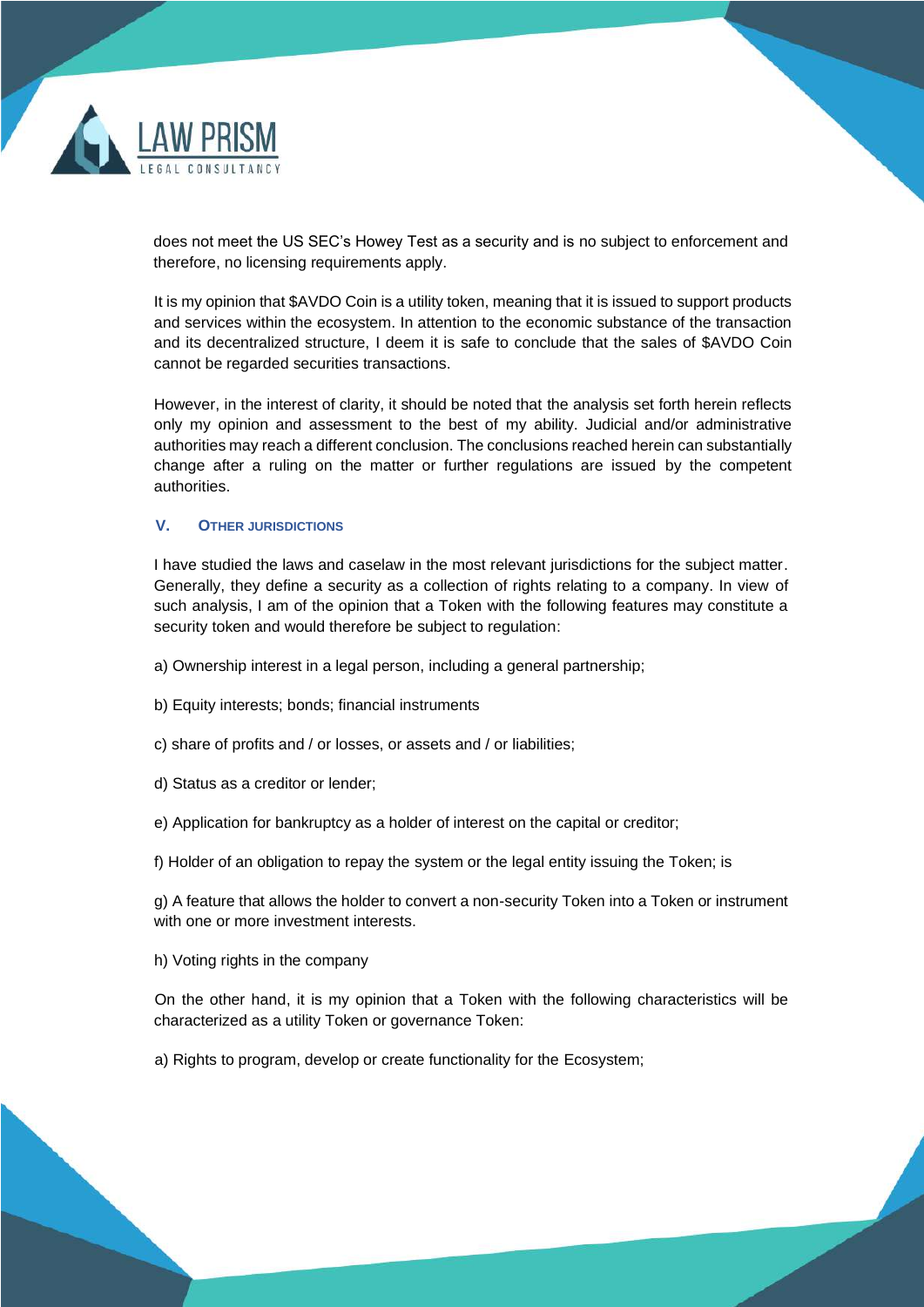does not meet the US SEC's Howey Test as a security and is no subject to enforcement and therefore, no licensing requirements apply.

It is my opinion that $AVDO Coin is a utility token, meaning that it is issued to support products and services within the ecosystem. In attention to the economic substance of the transaction and its decentralized structure, I deem it is safe to conclude that the sales of $AVDO Coin cannot be regarded securities transactions.

However, in the interest of clarity, it should be noted that the analysis set forth herein reflects only my opinion and assessment to the best of my ability. Judicial and/or administrative authorities may reach a different conclusion. The conclusions reached herein can substantially change after a ruling on the matter or further regulations are issued by the competent authorities.

## V. OTHER JURISDICTIONS

I have studied the laws and caselaw in the most relevant jurisdictions for the subject matter. Generally, they define a security as a collection of rights relating to a company. In view of such analysis, I am of the opinion that a Token with the following features may constitute a security token and would therefore be subject to regulation:

a) Ownership interest in a legal person, including a general partnership;

b) Equity interests; bonds; financial instruments

c) share of profits and / or losses, or assets and / or liabilities;

d) Status as a creditor or lender;

e) Application for bankruptcy as a holder of interest on the capital or creditor;

f) Holder of an obligation to repay the system or the legal entity issuing the Token; is

g) A feature that allows the holder to convert a non-security Token into a Token or instrument with one or more investment interests.

h) Voting rights in the company

On the other hand, it is my opinion that a Token with the following characteristics will be characterized as a utility Token or governance Token:

a) Rights to program, develop or create functionality for the Ecosystem;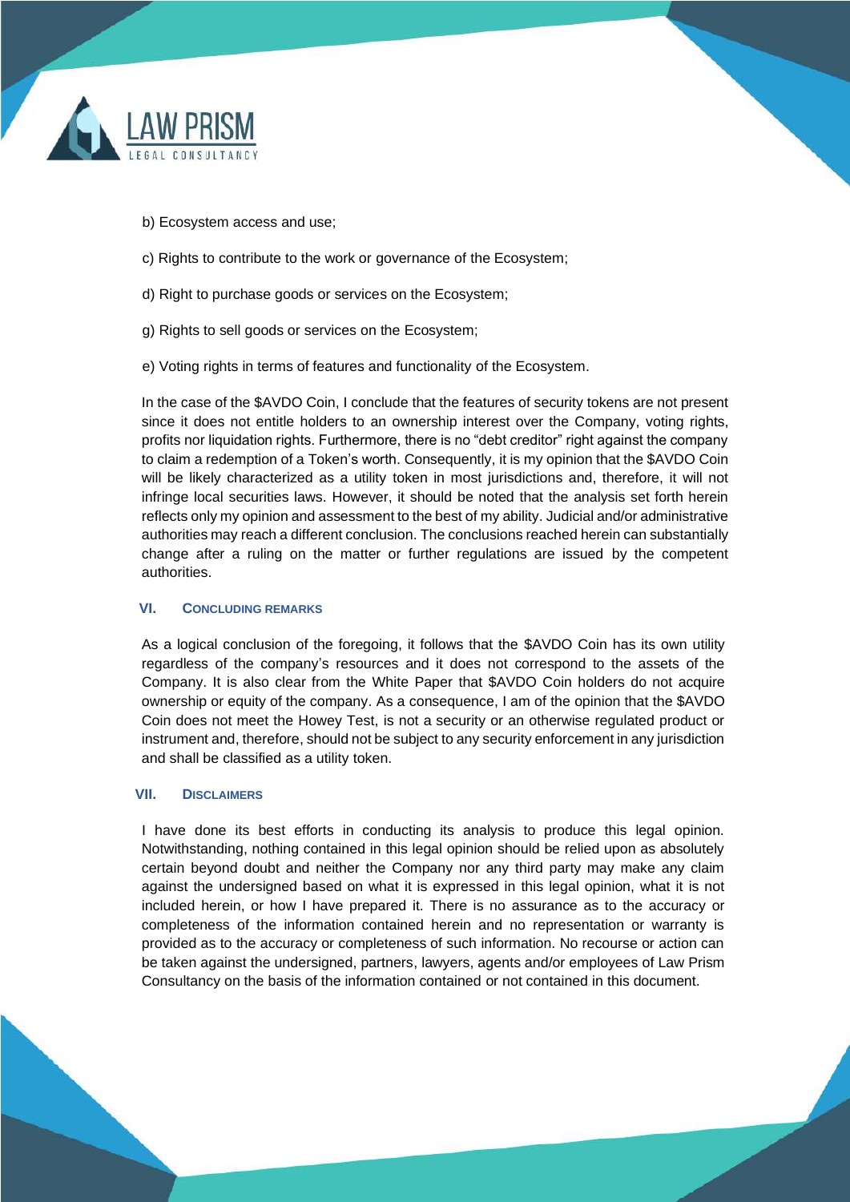b) Ecosystem access and use;

c) Rights to contribute to the work or governance of the Ecosystem;

d) Right to purchase goods or services on the Ecosystem;

g) Rights to sell goods or services on the Ecosystem;

e) Voting rights in terms of features and functionality of the Ecosystem.

In the case of the $AVDO Coin, I conclude that the features of security tokens are not present since it does not entitle holders to an ownership interest over the Company, voting rights, profits nor liquidation rights. Furthermore, there is no "debt creditor" right against the company to claim a redemption of a Token's worth. Consequently, it is my opinion that the $AVDO Coin will be likely characterized as a utility token in most jurisdictions and, therefore, it will not infringe local securities laws. However, it should be noted that the analysis set forth herein reflects only my opinion and assessment to the best of my ability. Judicial and/or administrative authorities may reach a different conclusion. The conclusions reached herein can substantially change after a ruling on the matter or further regulations are issued by the competent authorities.

## VI. CONCLUDING REMARKS

As a logical conclusion of the foregoing, it follows that the $AVDO Coin has its own utility regardless of the company's resources and it does not correspond to the assets of the Company. It is also clear from the White Paper that $AVDO Coin holders do not acquire ownership or equity of the company. As a consequence, I am of the opinion that the $AVDO Coin does not meet the Howey Test, is not a security or an otherwise regulated product or instrument and, therefore, should not be subject to any security enforcement in any jurisdiction and shall be classified as a utility token.

## VII. DISCLAIMERS

I have done its best efforts in conducting its analysis to produce this legal opinion. Notwithstanding, nothing contained in this legal opinion should be relied upon as absolutely certain beyond doubt and neither the Company nor any third party may make any claim against the undersigned based on what it is expressed in this legal opinion, what it is not included herein, or how I have prepared it. There is no assurance as to the accuracy or completeness of the information contained herein and no representation or warranty is provided as to the accuracy or completeness of such information. No recourse or action can be taken against the undersigned, partners, lawyers, agents and/or employees of Law Prism Consultancy on the basis of the information contained or not contained in this document.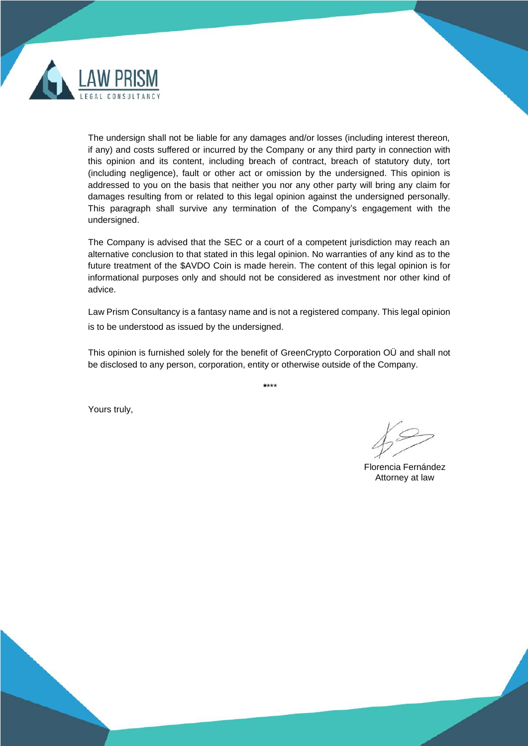The undersign shall not be liable for any damages and/or losses (including interest thereon, if any) and costs suffered or incurred by the Company or any third party in connection with this opinion and its content, including breach of contract, breach of statutory duty, tort (including negligence), fault or other act or omission by the undersigned. This opinion is addressed to you on the basis that neither you nor any other party will bring any claim for damages resulting from or related to this legal opinion against the undersigned personally. This paragraph shall survive any termination of the Company's engagement with the undersigned.

The Company is advised that the SEC or a court of a competent jurisdiction may reach an alternative conclusion to that stated in this legal opinion. No warranties of any kind as to the future treatment of the $AVDO Coin is made herein. The content of this legal opinion is for informational purposes only and should not be considered as investment nor other kind of advice.

Law Prism Consultancy is a fantasy name and is not a registered company. This legal opinion is to be understood as issued by the undersigned.

This opinion is furnished solely for the benefit of GreenCrypto Corporation OÜ and shall not be disclosed to any person, corporation, entity or otherwise outside of the Company.

****

Yours truly,

Florencia Fernández
Attorney at law